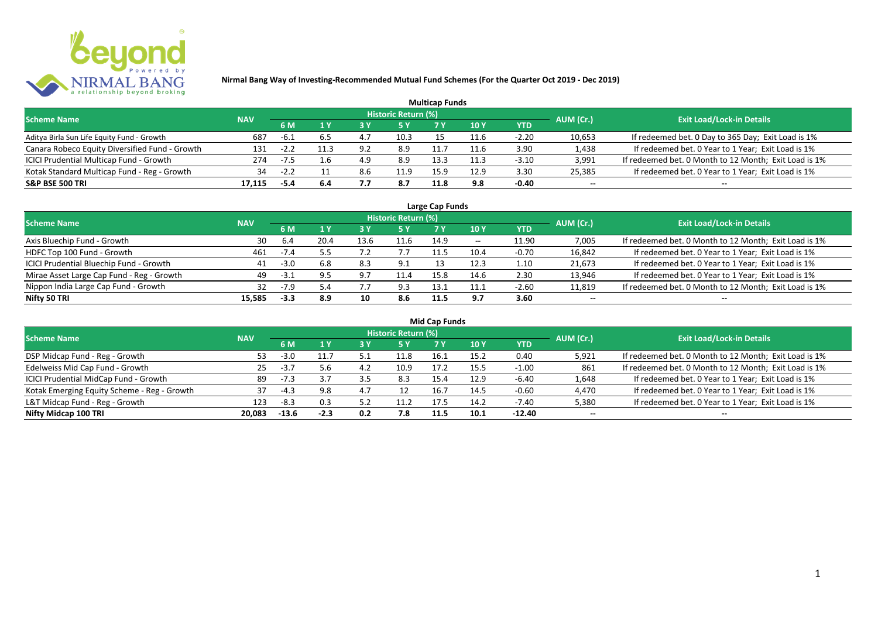# Nirmal Bang Way of Investing-Recommended Mutual Fund Schemes (For the Quarter Oct 2019 - Dec 2019)

## Multicap Funds

| Scheme Name | NAV | Historic Return (%) | | | | | | | AUM (Cr.) | Exit Load/Lock-in Details |
|---|---|---|---|---|---|---|---|---|---|---|
| | | 6 M | 1 Y | 3 Y | 5 Y | 7 Y | 10 Y | YTD | | |
| Aditya Birla Sun Life Equity Fund - Growth | 687 | -6.1 | 6.5 | 4.7 | 10.3 | 15 | 11.6 | -2.20 | 10,653 | If redeemed bet. 0 Day to 365 Day; Exit Load is 1% |
| Canara Robeco Equity Diversified Fund - Growth | 131 | -2.2 | 11.3 | 9.2 | 8.9 | 11.7 | 11.6 | 3.90 | 1,438 | If redeemed bet. 0 Year to 1 Year; Exit Load is 1% |
| ICICI Prudential Multicap Fund - Growth | 274 | -7.5 | 1.6 | 4.9 | 8.9 | 13.3 | 11.3 | -3.10 | 3,991 | If redeemed bet. 0 Month to 12 Month; Exit Load is 1% |
| Kotak Standard Multicap Fund - Reg - Growth | 34 | -2.2 | 11 | 8.6 | 11.9 | 15.9 | 12.9 | 3.30 | 25,385 | If redeemed bet. 0 Year to 1 Year; Exit Load is 1% |
| **S&P BSE 500 TRI** | **17,115** | **-5.4** | **6.4** | **7.7** | **8.7** | **11.8** | **9.8** | **-0.40** | -- | -- |

## Large Cap Funds

| Scheme Name | NAV | Historic Return (%) | | | | | | | AUM (Cr.) | Exit Load/Lock-in Details |
|---|---|---|---|---|---|---|---|---|---|---|
| | | 6 M | 1 Y | 3 Y | 5 Y | 7 Y | 10 Y | YTD | | |
| Axis Bluechip Fund - Growth | 30 | 6.4 | 20.4 | 13.6 | 11.6 | 14.9 | -- | 11.90 | 7,005 | If redeemed bet. 0 Month to 12 Month; Exit Load is 1% |
| HDFC Top 100 Fund - Growth | 461 | -7.4 | 5.5 | 7.2 | 7.7 | 11.5 | 10.4 | -0.70 | 16,842 | If redeemed bet. 0 Year to 1 Year; Exit Load is 1% |
| ICICI Prudential Bluechip Fund - Growth | 41 | -3.0 | 6.8 | 8.3 | 9.1 | 13 | 12.3 | 1.10 | 21,673 | If redeemed bet. 0 Year to 1 Year; Exit Load is 1% |
| Mirae Asset Large Cap Fund - Reg - Growth | 49 | -3.1 | 9.5 | 9.7 | 11.4 | 15.8 | 14.6 | 2.30 | 13,946 | If redeemed bet. 0 Year to 1 Year; Exit Load is 1% |
| Nippon India Large Cap Fund - Growth | 32 | -7.9 | 5.4 | 7.7 | 9.3 | 13.1 | 11.1 | -2.60 | 11,819 | If redeemed bet. 0 Month to 12 Month; Exit Load is 1% |
| **Nifty 50 TRI** | **15,585** | **-3.3** | **8.9** | **10** | **8.6** | **11.5** | **9.7** | **3.60** | -- | -- |

## Mid Cap Funds

| Scheme Name | NAV | Historic Return (%) | | | | | | | AUM (Cr.) | Exit Load/Lock-in Details |
|---|---|---|---|---|---|---|---|---|---|---|
| | | 6 M | 1 Y | 3 Y | 5 Y | 7 Y | 10 Y | YTD | | |
| DSP Midcap Fund - Reg - Growth | 53 | -3.0 | 11.7 | 5.1 | 11.8 | 16.1 | 15.2 | 0.40 | 5,921 | If redeemed bet. 0 Month to 12 Month; Exit Load is 1% |
| Edelweiss Mid Cap Fund - Growth | 25 | -3.7 | 5.6 | 4.2 | 10.9 | 17.2 | 15.5 | -1.00 | 861 | If redeemed bet. 0 Month to 12 Month; Exit Load is 1% |
| ICICI Prudential MidCap Fund - Growth | 89 | -7.3 | 3.7 | 3.5 | 8.3 | 15.4 | 12.9 | -6.40 | 1,648 | If redeemed bet. 0 Year to 1 Year; Exit Load is 1% |
| Kotak Emerging Equity Scheme - Reg - Growth | 37 | -4.3 | 9.8 | 4.7 | 12 | 16.7 | 14.5 | -0.60 | 4,470 | If redeemed bet. 0 Year to 1 Year; Exit Load is 1% |
| L&T Midcap Fund - Reg - Growth | 123 | -8.3 | 0.3 | 5.2 | 11.2 | 17.5 | 14.2 | -7.40 | 5,380 | If redeemed bet. 0 Year to 1 Year; Exit Load is 1% |
| **Nifty Midcap 100 TRI** | **20,083** | **-13.6** | **-2.3** | **0.2** | **7.8** | **11.5** | **10.1** | **-12.40** | -- | -- |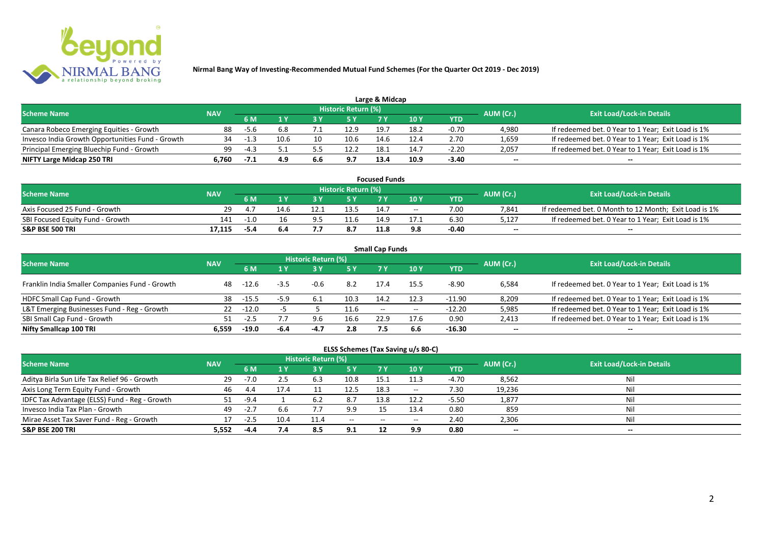**Nirmal Bang Way of Investing-Recommended Mutual Fund Schemes (For the Quarter Oct 2019 - Dec 2019)**

## Large & Midcap

| Scheme Name | NAV | Historic Return (%) | | | | | | | AUM (Cr.) | Exit Load/Lock-in Details |
|---|---|---|---|---|---|---|---|---|---|---|
| | | 6 M | 1 Y | 3 Y | 5 Y | 7 Y | 10 Y | YTD | | |
| Canara Robeco Emerging Equities - Growth | 88 | -5.6 | 6.8 | 7.1 | 12.9 | 19.7 | 18.2 | -0.70 | 4,980 | If redeemed bet. 0 Year to 1 Year; Exit Load is 1% |
| Invesco India Growth Opportunities Fund - Growth | 34 | -1.3 | 10.6 | 10 | 10.6 | 14.6 | 12.4 | 2.70 | 1,659 | If redeemed bet. 0 Year to 1 Year; Exit Load is 1% |
| Principal Emerging Bluechip Fund - Growth | 99 | -4.3 | 5.1 | 5.5 | 12.2 | 18.1 | 14.7 | -2.20 | 2,057 | If redeemed bet. 0 Year to 1 Year; Exit Load is 1% |
| **NIFTY Large Midcap 250 TRI** | **6,760** | **-7.1** | **4.9** | **6.6** | **9.7** | **13.4** | **10.9** | **-3.40** | **--** | **--** |

## Focused Funds

| Scheme Name | NAV | Historic Return (%) | | | | | | | AUM (Cr.) | Exit Load/Lock-in Details |
|---|---|---|---|---|---|---|---|---|---|---|
| | | 6 M | 1 Y | 3 Y | 5 Y | 7 Y | 10 Y | YTD | | |
| Axis Focused 25 Fund - Growth | 29 | 4.7 | 14.6 | 12.1 | 13.5 | 14.7 | -- | 7.00 | 7,841 | If redeemed bet. 0 Month to 12 Month; Exit Load is 1% |
| SBI Focused Equity Fund - Growth | 141 | -1.0 | 16 | 9.5 | 11.6 | 14.9 | 17.1 | 6.30 | 5,127 | If redeemed bet. 0 Year to 1 Year; Exit Load is 1% |
| **S&P BSE 500 TRI** | **17,115** | **-5.4** | **6.4** | **7.7** | **8.7** | **11.8** | **9.8** | **-0.40** | **--** | **--** |

## Small Cap Funds

| Scheme Name | NAV | Historic Return (%) | | | | | | | AUM (Cr.) | Exit Load/Lock-in Details |
|---|---|---|---|---|---|---|---|---|---|---|
| | | 6 M | 1 Y | 3 Y | 5 Y | 7 Y | 10 Y | YTD | | |
| Franklin India Smaller Companies Fund - Growth | 48 | -12.6 | -3.5 | -0.6 | 8.2 | 17.4 | 15.5 | -8.90 | 6,584 | If redeemed bet. 0 Year to 1 Year; Exit Load is 1% |
| HDFC Small Cap Fund - Growth | 38 | -15.5 | -5.9 | 6.1 | 10.3 | 14.2 | 12.3 | -11.90 | 8,209 | If redeemed bet. 0 Year to 1 Year; Exit Load is 1% |
| L&T Emerging Businesses Fund - Reg - Growth | 22 | -12.0 | -5 | 5 | 11.6 | -- | -- | -12.20 | 5,985 | If redeemed bet. 0 Year to 1 Year; Exit Load is 1% |
| SBI Small Cap Fund - Growth | 51 | -2.5 | 7.7 | 9.6 | 16.6 | 22.9 | 17.6 | 0.90 | 2,413 | If redeemed bet. 0 Year to 1 Year; Exit Load is 1% |
| **Nifty Smallcap 100 TRI** | **6,559** | **-19.0** | **-6.4** | **-4.7** | **2.8** | **7.5** | **6.6** | **-16.30** | **--** | **--** |

## ELSS Schemes (Tax Saving u/s 80-C)

| Scheme Name | NAV | Historic Return (%) | | | | | | | AUM (Cr.) | Exit Load/Lock-in Details |
|---|---|---|---|---|---|---|---|---|---|---|
| | | 6 M | 1 Y | 3 Y | 5 Y | 7 Y | 10 Y | YTD | | |
| Aditya Birla Sun Life Tax Relief 96 - Growth | 29 | -7.0 | 2.5 | 6.3 | 10.8 | 15.1 | 11.3 | -4.70 | 8,562 | Nil |
| Axis Long Term Equity Fund - Growth | 46 | 4.4 | 17.4 | 11 | 12.5 | 18.3 | -- | 7.30 | 19,236 | Nil |
| IDFC Tax Advantage (ELSS) Fund - Reg - Growth | 51 | -9.4 | 1 | 6.2 | 8.7 | 13.8 | 12.2 | -5.50 | 1,877 | Nil |
| Invesco India Tax Plan - Growth | 49 | -2.7 | 6.6 | 7.7 | 9.9 | 15 | 13.4 | 0.80 | 859 | Nil |
| Mirae Asset Tax Saver Fund - Reg - Growth | 17 | -2.5 | 10.4 | 11.4 | -- | -- | -- | 2.40 | 2,306 | Nil |
| **S&P BSE 200 TRI** | **5,552** | **-4.4** | **7.4** | **8.5** | **9.1** | **12** | **9.9** | **0.80** | **--** | **--** |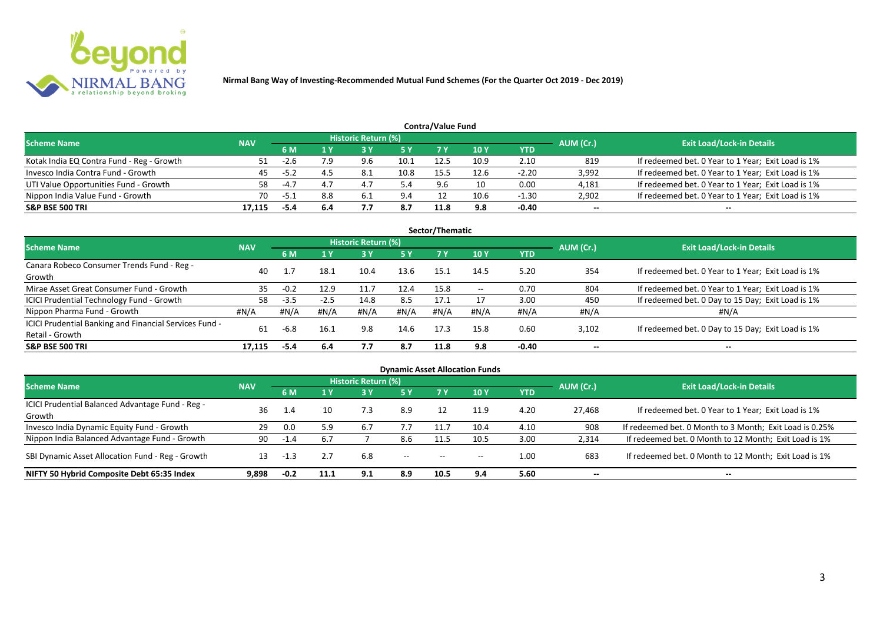**Nirmal Bang Way of Investing-Recommended Mutual Fund Schemes (For the Quarter Oct 2019 - Dec 2019)**

## Contra/Value Fund

| Scheme Name | NAV | Historic Return (%) | | | | | | | AUM (Cr.) | Exit Load/Lock-in Details |
|---|---|---|---|---|---|---|---|---|---|---|
| | | 6 M | 1 Y | 3 Y | 5 Y | 7 Y | 10 Y | YTD | | |
| Kotak India EQ Contra Fund - Reg - Growth | 51 | -2.6 | 7.9 | 9.6 | 10.1 | 12.5 | 10.9 | 2.10 | 819 | If redeemed bet. 0 Year to 1 Year; Exit Load is 1% |
| Invesco India Contra Fund - Growth | 45 | -5.2 | 4.5 | 8.1 | 10.8 | 15.5 | 12.6 | -2.20 | 3,992 | If redeemed bet. 0 Year to 1 Year; Exit Load is 1% |
| UTI Value Opportunities Fund - Growth | 58 | -4.7 | 4.7 | 4.7 | 5.4 | 9.6 | 10 | 0.00 | 4,181 | If redeemed bet. 0 Year to 1 Year; Exit Load is 1% |
| Nippon India Value Fund - Growth | 70 | -5.1 | 8.8 | 6.1 | 9.4 | 12 | 10.6 | -1.30 | 2,902 | If redeemed bet. 0 Year to 1 Year; Exit Load is 1% |
| **S&P BSE 500 TRI** | **17,115** | **-5.4** | **6.4** | **7.7** | **8.7** | **11.8** | **9.8** | **-0.40** | **--** | **--** |

## Sector/Thematic

| Scheme Name | NAV | Historic Return (%) | | | | | | | AUM (Cr.) | Exit Load/Lock-in Details |
|---|---|---|---|---|---|---|---|---|---|---|
| | | 6 M | 1 Y | 3 Y | 5 Y | 7 Y | 10 Y | YTD | | |
| Canara Robeco Consumer Trends Fund - Reg - Growth | 40 | 1.7 | 18.1 | 10.4 | 13.6 | 15.1 | 14.5 | 5.20 | 354 | If redeemed bet. 0 Year to 1 Year; Exit Load is 1% |
| Mirae Asset Great Consumer Fund - Growth | 35 | -0.2 | 12.9 | 11.7 | 12.4 | 15.8 | -- | 0.70 | 804 | If redeemed bet. 0 Year to 1 Year; Exit Load is 1% |
| ICICI Prudential Technology Fund - Growth | 58 | -3.5 | -2.5 | 14.8 | 8.5 | 17.1 | 17 | 3.00 | 450 | If redeemed bet. 0 Day to 15 Day; Exit Load is 1% |
| Nippon Pharma Fund - Growth | #N/A | #N/A | #N/A | #N/A | #N/A | #N/A | #N/A | #N/A | #N/A | #N/A |
| ICICI Prudential Banking and Financial Services Fund - Retail - Growth | 61 | -6.8 | 16.1 | 9.8 | 14.6 | 17.3 | 15.8 | 0.60 | 3,102 | If redeemed bet. 0 Day to 15 Day; Exit Load is 1% |
| **S&P BSE 500 TRI** | **17,115** | **-5.4** | **6.4** | **7.7** | **8.7** | **11.8** | **9.8** | **-0.40** | **--** | **--** |

## Dynamic Asset Allocation Funds

| Scheme Name | NAV | Historic Return (%) | | | | | | | AUM (Cr.) | Exit Load/Lock-in Details |
|---|---|---|---|---|---|---|---|---|---|---|
| | | 6 M | 1 Y | 3 Y | 5 Y | 7 Y | 10 Y | YTD | | |
| ICICI Prudential Balanced Advantage Fund - Reg - Growth | 36 | 1.4 | 10 | 7.3 | 8.9 | 12 | 11.9 | 4.20 | 27,468 | If redeemed bet. 0 Year to 1 Year; Exit Load is 1% |
| Invesco India Dynamic Equity Fund - Growth | 29 | 0.0 | 5.9 | 6.7 | 7.7 | 11.7 | 10.4 | 4.10 | 908 | If redeemed bet. 0 Month to 3 Month; Exit Load is 0.25% |
| Nippon India Balanced Advantage Fund - Growth | 90 | -1.4 | 6.7 | 7 | 8.6 | 11.5 | 10.5 | 3.00 | 2,314 | If redeemed bet. 0 Month to 12 Month; Exit Load is 1% |
| SBI Dynamic Asset Allocation Fund - Reg - Growth | 13 | -1.3 | 2.7 | 6.8 | -- | -- | -- | 1.00 | 683 | If redeemed bet. 0 Month to 12 Month; Exit Load is 1% |
| **NIFTY 50 Hybrid Composite Debt 65:35 Index** | **9,898** | **-0.2** | **11.1** | **9.1** | **8.9** | **10.5** | **9.4** | **5.60** | **--** | **--** |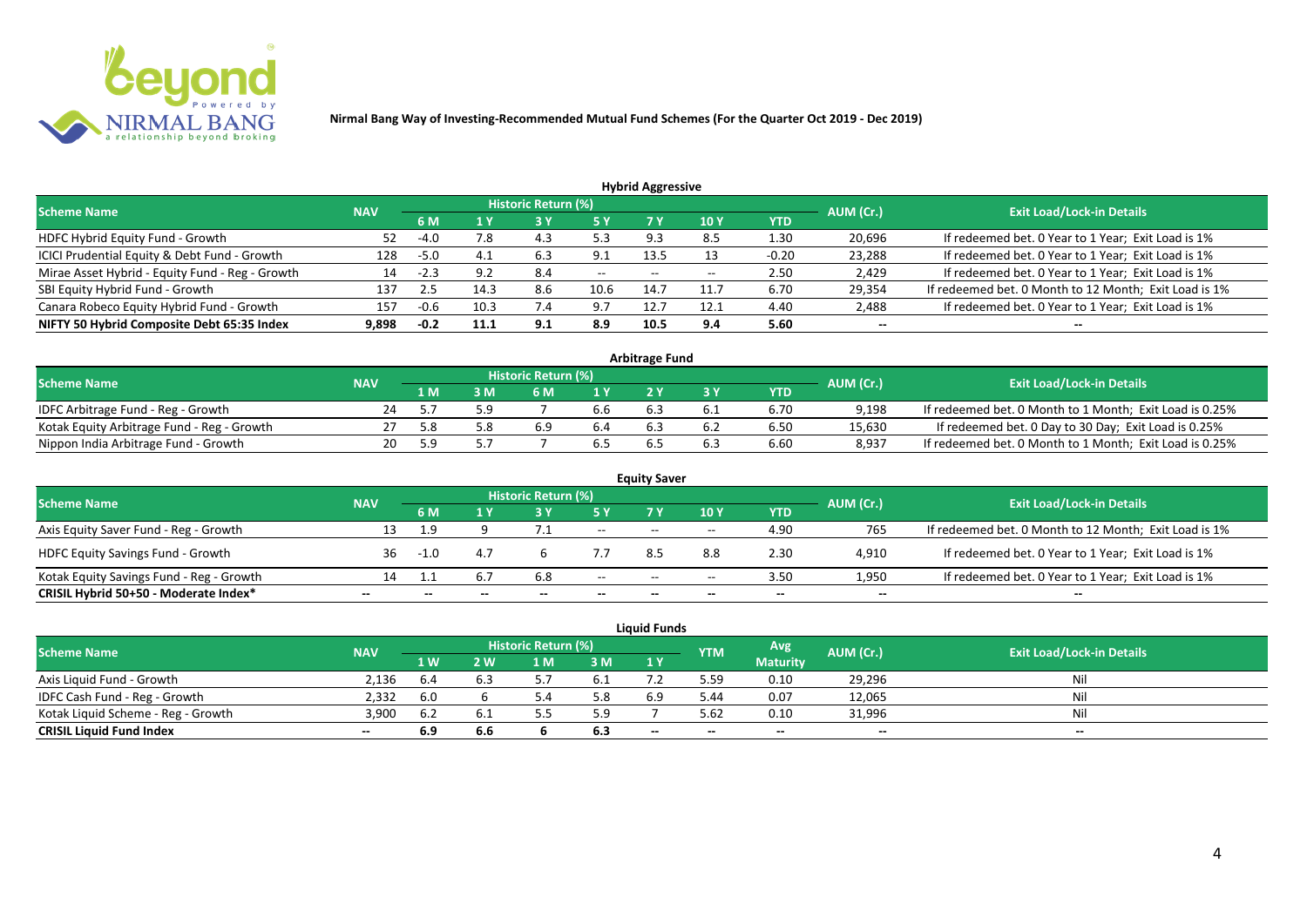**Nirmal Bang Way of Investing-Recommended Mutual Fund Schemes (For the Quarter Oct 2019 - Dec 2019)**

### Hybrid Aggressive

| Scheme Name | NAV | Historic Return (%) | | | | | | | AUM (Cr.) | Exit Load/Lock-in Details |
|---|---|---|---|---|---|---|---|---|---|---|
| | | 6 M | 1 Y | 3 Y | 5 Y | 7 Y | 10 Y | YTD | | |
| HDFC Hybrid Equity Fund - Growth | 52 | -4.0 | 7.8 | 4.3 | 5.3 | 9.3 | 8.5 | 1.30 | 20,696 | If redeemed bet. 0 Year to 1 Year; Exit Load is 1% |
| ICICI Prudential Equity & Debt Fund - Growth | 128 | -5.0 | 4.1 | 6.3 | 9.1 | 13.5 | 13 | -0.20 | 23,288 | If redeemed bet. 0 Year to 1 Year; Exit Load is 1% |
| Mirae Asset Hybrid - Equity Fund - Reg - Growth | 14 | -2.3 | 9.2 | 8.4 | -- | -- | -- | 2.50 | 2,429 | If redeemed bet. 0 Year to 1 Year; Exit Load is 1% |
| SBI Equity Hybrid Fund - Growth | 137 | 2.5 | 14.3 | 8.6 | 10.6 | 14.7 | 11.7 | 6.70 | 29,354 | If redeemed bet. 0 Month to 12 Month; Exit Load is 1% |
| Canara Robeco Equity Hybrid Fund - Growth | 157 | -0.6 | 10.3 | 7.4 | 9.7 | 12.7 | 12.1 | 4.40 | 2,488 | If redeemed bet. 0 Year to 1 Year; Exit Load is 1% |
| **NIFTY 50 Hybrid Composite Debt 65:35 Index** | **9,898** | **-0.2** | **11.1** | **9.1** | **8.9** | **10.5** | **9.4** | **5.60** | **--** | **--** |

### Arbitrage Fund

| Scheme Name | NAV | Historic Return (%) | | | | | | | AUM (Cr.) | Exit Load/Lock-in Details |
|---|---|---|---|---|---|---|---|---|---|---|
| | | 1 M | 3 M | 6 M | 1 Y | 2 Y | 3 Y | YTD | | |
| IDFC Arbitrage Fund - Reg - Growth | 24 | 5.7 | 5.9 | 7 | 6.6 | 6.3 | 6.1 | 6.70 | 9,198 | If redeemed bet. 0 Month to 1 Month; Exit Load is 0.25% |
| Kotak Equity Arbitrage Fund - Reg - Growth | 27 | 5.8 | 5.8 | 6.9 | 6.4 | 6.3 | 6.2 | 6.50 | 15,630 | If redeemed bet. 0 Day to 30 Day; Exit Load is 0.25% |
| Nippon India Arbitrage Fund - Growth | 20 | 5.9 | 5.7 | 7 | 6.5 | 6.5 | 6.3 | 6.60 | 8,937 | If redeemed bet. 0 Month to 1 Month; Exit Load is 0.25% |

### Equity Saver

| Scheme Name | NAV | Historic Return (%) | | | | | | | AUM (Cr.) | Exit Load/Lock-in Details |
|---|---|---|---|---|---|---|---|---|---|---|
| | | 6 M | 1 Y | 3 Y | 5 Y | 7 Y | 10 Y | YTD | | |
| Axis Equity Saver Fund - Reg - Growth | 13 | 1.9 | 9 | 7.1 | -- | -- | -- | 4.90 | 765 | If redeemed bet. 0 Month to 12 Month; Exit Load is 1% |
| HDFC Equity Savings Fund - Growth | 36 | -1.0 | 4.7 | 6 | 7.7 | 8.5 | 8.8 | 2.30 | 4,910 | If redeemed bet. 0 Year to 1 Year; Exit Load is 1% |
| Kotak Equity Savings Fund - Reg - Growth | 14 | 1.1 | 6.7 | 6.8 | -- | -- | -- | 3.50 | 1,950 | If redeemed bet. 0 Year to 1 Year; Exit Load is 1% |
| **CRISIL Hybrid 50+50 - Moderate Index*** | **--** | **--** | **--** | **--** | **--** | **--** | **--** | **--** | **--** | **--** |

### Liquid Funds

| Scheme Name | NAV | Historic Return (%) | | | | | YTM | Avg Maturity | AUM (Cr.) | Exit Load/Lock-in Details |
|---|---|---|---|---|---|---|---|---|---|---|
| | | 1 W | 2 W | 1 M | 3 M | 1 Y | | | | |
| Axis Liquid Fund - Growth | 2,136 | 6.4 | 6.3 | 5.7 | 6.1 | 7.2 | 5.59 | 0.10 | 29,296 | Nil |
| IDFC Cash Fund - Reg - Growth | 2,332 | 6.0 | 6 | 5.4 | 5.8 | 6.9 | 5.44 | 0.07 | 12,065 | Nil |
| Kotak Liquid Scheme - Reg - Growth | 3,900 | 6.2 | 6.1 | 5.5 | 5.9 | 7 | 5.62 | 0.10 | 31,996 | Nil |
| **CRISIL Liquid Fund Index** | **--** | **6.9** | **6.6** | **6** | **6.3** | **--** | **--** | **--** | **--** | **--** |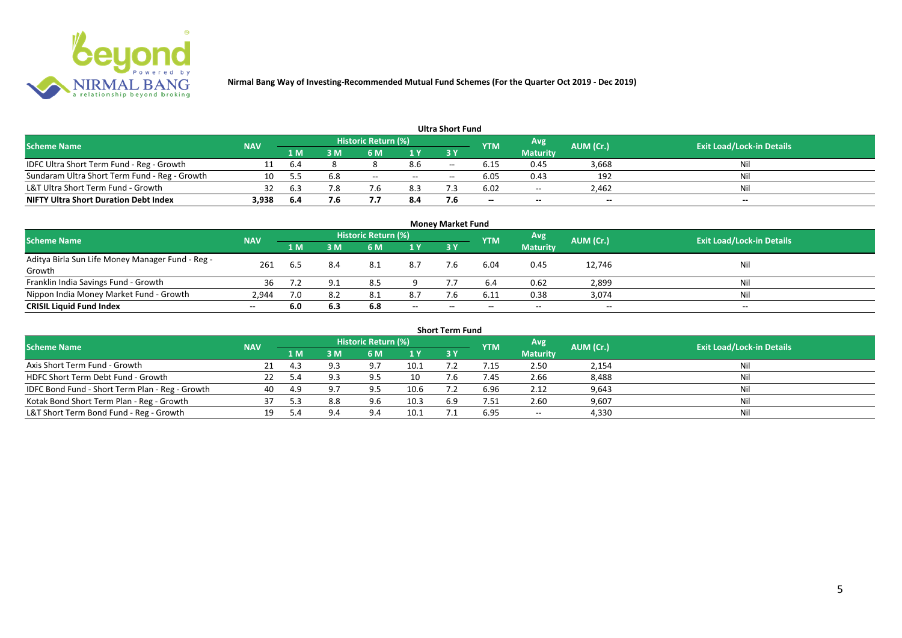**Nirmal Bang Way of Investing-Recommended Mutual Fund Schemes (For the Quarter Oct 2019 - Dec 2019)**

### Ultra Short Fund

| Scheme Name | NAV | Historic Return (%) | | | | | YTM | Avg Maturity | AUM (Cr.) | Exit Load/Lock-in Details |
|---|---|---|---|---|---|---|---|---|---|---|
| | | 1 M | 3 M | 6 M | 1 Y | 3 Y | | | | |
| IDFC Ultra Short Term Fund - Reg - Growth | 11 | 6.4 | 8 | 8 | 8.6 | -- | 6.15 | 0.45 | 3,668 | Nil |
| Sundaram Ultra Short Term Fund - Reg - Growth | 10 | 5.5 | 6.8 | -- | -- | -- | 6.05 | 0.43 | 192 | Nil |
| L&T Ultra Short Term Fund - Growth | 32 | 6.3 | 7.8 | 7.6 | 8.3 | 7.3 | 6.02 | -- | 2,462 | Nil |
| **NIFTY Ultra Short Duration Debt Index** | **3,938** | **6.4** | **7.6** | **7.7** | **8.4** | **7.6** | **--** | **--** | **--** | **--** |

### Money Market Fund

| Scheme Name | NAV | Historic Return (%) | | | | | YTM | Avg Maturity | AUM (Cr.) | Exit Load/Lock-in Details |
|---|---|---|---|---|---|---|---|---|---|---|
| | | 1 M | 3 M | 6 M | 1 Y | 3 Y | | | | |
| Aditya Birla Sun Life Money Manager Fund - Reg - Growth | 261 | 6.5 | 8.4 | 8.1 | 8.7 | 7.6 | 6.04 | 0.45 | 12,746 | Nil |
| Franklin India Savings Fund - Growth | 36 | 7.2 | 9.1 | 8.5 | 9 | 7.7 | 6.4 | 0.62 | 2,899 | Nil |
| Nippon India Money Market Fund - Growth | 2,944 | 7.0 | 8.2 | 8.1 | 8.7 | 7.6 | 6.11 | 0.38 | 3,074 | Nil |
| **CRISIL Liquid Fund Index** | **--** | **6.0** | **6.3** | **6.8** | **--** | **--** | **--** | **--** | **--** | **--** |

### Short Term Fund

| Scheme Name | NAV | Historic Return (%) | | | | | YTM | Avg Maturity | AUM (Cr.) | Exit Load/Lock-in Details |
|---|---|---|---|---|---|---|---|---|---|---|
| | | 1 M | 3 M | 6 M | 1 Y | 3 Y | | | | |
| Axis Short Term Fund - Growth | 21 | 4.3 | 9.3 | 9.7 | 10.1 | 7.2 | 7.15 | 2.50 | 2,154 | Nil |
| HDFC Short Term Debt Fund - Growth | 22 | 5.4 | 9.3 | 9.5 | 10 | 7.6 | 7.45 | 2.66 | 8,488 | Nil |
| IDFC Bond Fund - Short Term Plan - Reg - Growth | 40 | 4.9 | 9.7 | 9.5 | 10.6 | 7.2 | 6.96 | 2.12 | 9,643 | Nil |
| Kotak Bond Short Term Plan - Reg - Growth | 37 | 5.3 | 8.8 | 9.6 | 10.3 | 6.9 | 7.51 | 2.60 | 9,607 | Nil |
| L&T Short Term Bond Fund - Reg - Growth | 19 | 5.4 | 9.4 | 9.4 | 10.1 | 7.1 | 6.95 | -- | 4,330 | Nil |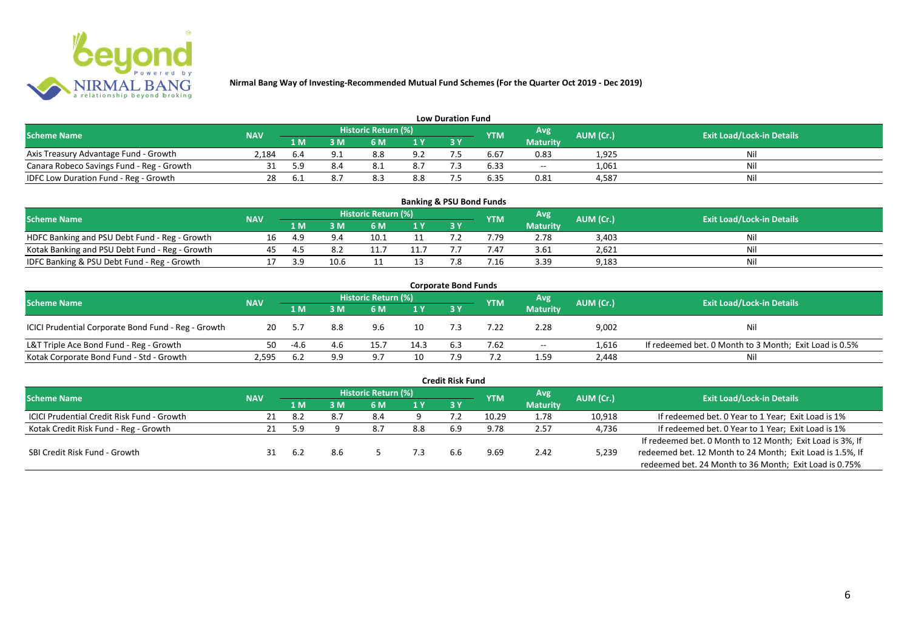**Nirmal Bang Way of Investing-Recommended Mutual Fund Schemes (For the Quarter Oct 2019 - Dec 2019)**

## Low Duration Fund

| Scheme Name | NAV | Historic Return (%) | | | | | YTM | Avg Maturity | AUM (Cr.) | Exit Load/Lock-in Details |
|---|---|---|---|---|---|---|---|---|---|---|
| | | 1 M | 3 M | 6 M | 1 Y | 3 Y | | | | |
| Axis Treasury Advantage Fund - Growth | 2,184 | 6.4 | 9.1 | 8.8 | 9.2 | 7.5 | 6.67 | 0.83 | 1,925 | Nil |
| Canara Robeco Savings Fund - Reg - Growth | 31 | 5.9 | 8.4 | 8.1 | 8.7 | 7.3 | 6.33 | -- | 1,061 | Nil |
| IDFC Low Duration Fund - Reg - Growth | 28 | 6.1 | 8.7 | 8.3 | 8.8 | 7.5 | 6.35 | 0.81 | 4,587 | Nil |

## Banking & PSU Bond Funds

| Scheme Name | NAV | Historic Return (%) | | | | | YTM | Avg Maturity | AUM (Cr.) | Exit Load/Lock-in Details |
|---|---|---|---|---|---|---|---|---|---|---|
| | | 1 M | 3 M | 6 M | 1 Y | 3 Y | | | | |
| HDFC Banking and PSU Debt Fund - Reg - Growth | 16 | 4.9 | 9.4 | 10.1 | 11 | 7.2 | 7.79 | 2.78 | 3,403 | Nil |
| Kotak Banking and PSU Debt Fund - Reg - Growth | 45 | 4.5 | 8.2 | 11.7 | 11.7 | 7.7 | 7.47 | 3.61 | 2,621 | Nil |
| IDFC Banking & PSU Debt Fund - Reg - Growth | 17 | 3.9 | 10.6 | 11 | 13 | 7.8 | 7.16 | 3.39 | 9,183 | Nil |

## Corporate Bond Funds

| Scheme Name | NAV | Historic Return (%) | | | | | YTM | Avg Maturity | AUM (Cr.) | Exit Load/Lock-in Details |
|---|---|---|---|---|---|---|---|---|---|---|
| | | 1 M | 3 M | 6 M | 1 Y | 3 Y | | | | |
| ICICI Prudential Corporate Bond Fund - Reg - Growth | 20 | 5.7 | 8.8 | 9.6 | 10 | 7.3 | 7.22 | 2.28 | 9,002 | Nil |
| L&T Triple Ace Bond Fund - Reg - Growth | 50 | -4.6 | 4.6 | 15.7 | 14.3 | 6.3 | 7.62 | -- | 1,616 | If redeemed bet. 0 Month to 3 Month; Exit Load is 0.5% |
| Kotak Corporate Bond Fund - Std - Growth | 2,595 | 6.2 | 9.9 | 9.7 | 10 | 7.9 | 7.2 | 1.59 | 2,448 | Nil |

## Credit Risk Fund

| Scheme Name | NAV | Historic Return (%) | | | | | YTM | Avg Maturity | AUM (Cr.) | Exit Load/Lock-in Details |
|---|---|---|---|---|---|---|---|---|---|---|
| | | 1 M | 3 M | 6 M | 1 Y | 3 Y | | | | |
| ICICI Prudential Credit Risk Fund - Growth | 21 | 8.2 | 8.7 | 8.4 | 9 | 7.2 | 10.29 | 1.78 | 10,918 | If redeemed bet. 0 Year to 1 Year; Exit Load is 1% |
| Kotak Credit Risk Fund - Reg - Growth | 21 | 5.9 | 9 | 8.7 | 8.8 | 6.9 | 9.78 | 2.57 | 4,736 | If redeemed bet. 0 Year to 1 Year; Exit Load is 1% |
| SBI Credit Risk Fund - Growth | 31 | 6.2 | 8.6 | 5 | 7.3 | 6.6 | 9.69 | 2.42 | 5,239 | If redeemed bet. 0 Month to 12 Month; Exit Load is 3%, If redeemed bet. 12 Month to 24 Month; Exit Load is 1.5%, If redeemed bet. 24 Month to 36 Month; Exit Load is 0.75% |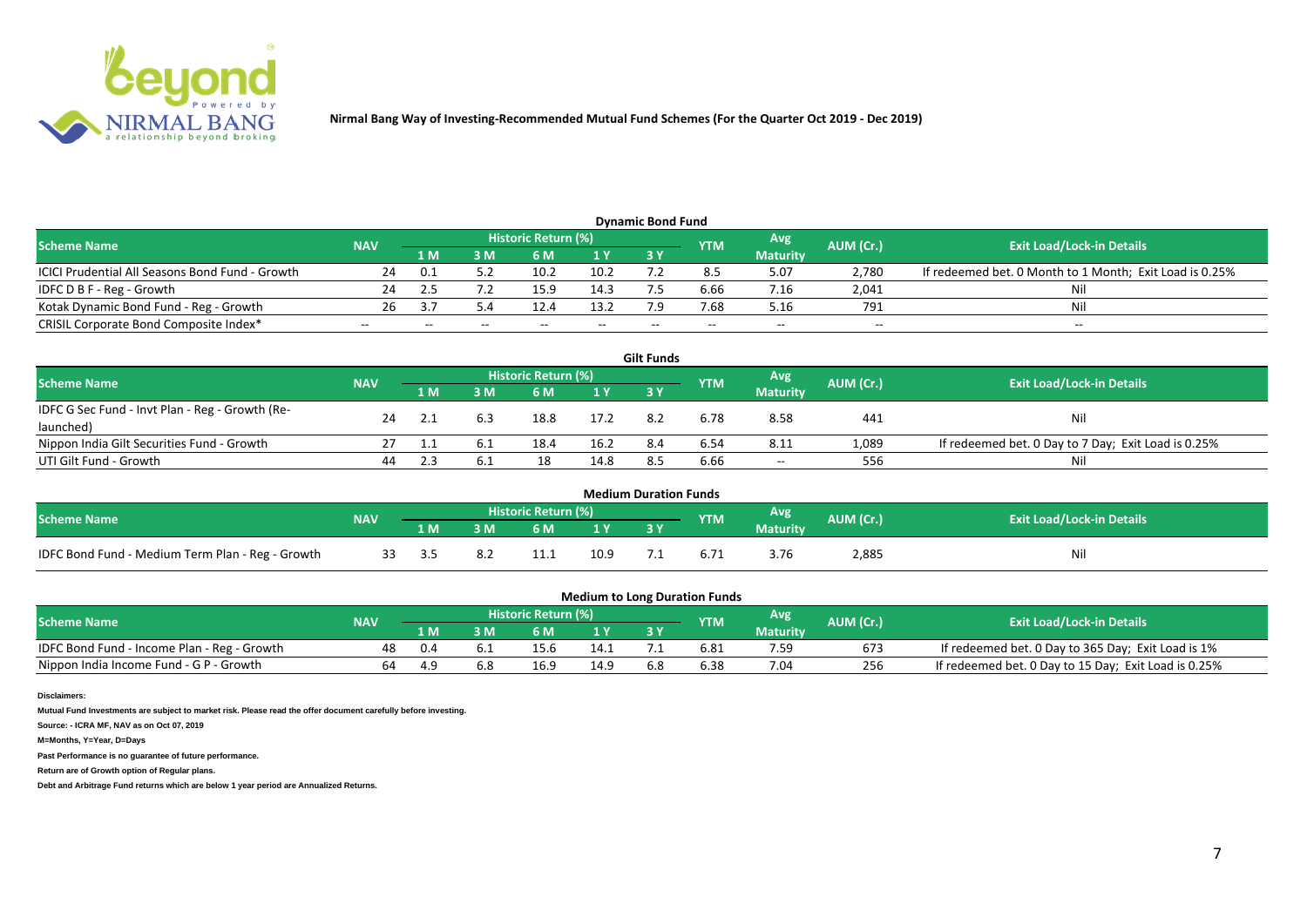Nirmal Bang Way of Investing-Recommended Mutual Fund Schemes (For the Quarter Oct 2019 - Dec 2019)

| Dynamic Bond Fund | | | | | | | | | | |
|---|---|---|---|---|---|---|---|---|---|---|
| Scheme Name | NAV | Historic Return (%) | | | | | YTM | Avg Maturity | AUM (Cr.) | Exit Load/Lock-in Details |
| | | 1 M | 3 M | 6 M | 1 Y | 3 Y | | | | |
| ICICI Prudential All Seasons Bond Fund - Growth | 24 | 0.1 | 5.2 | 10.2 | 10.2 | 7.2 | 8.5 | 5.07 | 2,780 | If redeemed bet. 0 Month to 1 Month; Exit Load is 0.25% |
| IDFC D B F - Reg - Growth | 24 | 2.5 | 7.2 | 15.9 | 14.3 | 7.5 | 6.66 | 7.16 | 2,041 | Nil |
| Kotak Dynamic Bond Fund - Reg - Growth | 26 | 3.7 | 5.4 | 12.4 | 13.2 | 7.9 | 7.68 | 5.16 | 791 | Nil |
| CRISIL Corporate Bond Composite Index* | -- | -- | -- | -- | -- | -- | -- | -- | -- | -- |

| Gilt Funds | | | | | | | | | | |
|---|---|---|---|---|---|---|---|---|---|---|
| Scheme Name | NAV | Historic Return (%) | | | | | YTM | Avg Maturity | AUM (Cr.) | Exit Load/Lock-in Details |
| | | 1 M | 3 M | 6 M | 1 Y | 3 Y | | | | |
| IDFC G Sec Fund - Invt Plan - Reg - Growth (Re-launched) | 24 | 2.1 | 6.3 | 18.8 | 17.2 | 8.2 | 6.78 | 8.58 | 441 | Nil |
| Nippon India Gilt Securities Fund - Growth | 27 | 1.1 | 6.1 | 18.4 | 16.2 | 8.4 | 6.54 | 8.11 | 1,089 | If redeemed bet. 0 Day to 7 Day; Exit Load is 0.25% |
| UTI Gilt Fund - Growth | 44 | 2.3 | 6.1 | 18 | 14.8 | 8.5 | 6.66 | -- | 556 | Nil |

| Medium Duration Funds | | | | | | | | | | |
|---|---|---|---|---|---|---|---|---|---|---|
| Scheme Name | NAV | Historic Return (%) | | | | | YTM | Avg Maturity | AUM (Cr.) | Exit Load/Lock-in Details |
| | | 1 M | 3 M | 6 M | 1 Y | 3 Y | | | | |
| IDFC Bond Fund - Medium Term Plan - Reg - Growth | 33 | 3.5 | 8.2 | 11.1 | 10.9 | 7.1 | 6.71 | 3.76 | 2,885 | Nil |

| Medium to Long Duration Funds | | | | | | | | | | |
|---|---|---|---|---|---|---|---|---|---|---|
| Scheme Name | NAV | Historic Return (%) | | | | | YTM | Avg Maturity | AUM (Cr.) | Exit Load/Lock-in Details |
| | | 1 M | 3 M | 6 M | 1 Y | 3 Y | | | | |
| IDFC Bond Fund - Income Plan - Reg - Growth | 48 | 0.4 | 6.1 | 15.6 | 14.1 | 7.1 | 6.81 | 7.59 | 673 | If redeemed bet. 0 Day to 365 Day; Exit Load is 1% |
| Nippon India Income Fund - G P - Growth | 64 | 4.9 | 6.8 | 16.9 | 14.9 | 6.8 | 6.38 | 7.04 | 256 | If redeemed bet. 0 Day to 15 Day; Exit Load is 0.25% |

**Disclaimers:**

**Mutual Fund Investments are subject to market risk. Please read the offer document carefully before investing.**

**Source: - ICRA MF, NAV as on Oct 07, 2019**

**M=Months, Y=Year, D=Days**

**Past Performance is no guarantee of future performance.**

**Return are of Growth option of Regular plans.**

**Debt and Arbitrage Fund returns which are below 1 year period are Annualized Returns.**